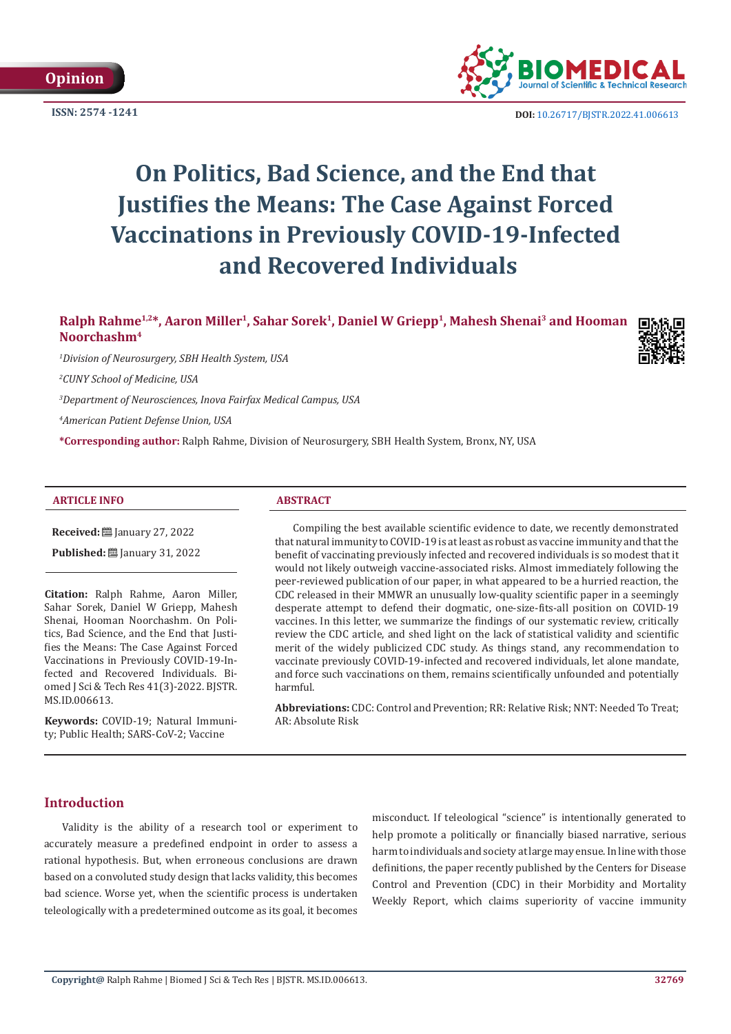Opinion

ISSN: 2574 -1241

DOI: 10.26717/BJSTR.2022.41.006613

# On Politics, Bad Science, and the End that Justifies the Means: The Case Against Forced Vaccinations in Previously COVID-19-Infected and Recovered Individuals

**Ralph Rahme[1,2]*, Aaron Miller[1], Sahar Sorek[1], Daniel W Griepp[1], Mahesh Shenai[3] and Hooman Noorchashm[4]**

[1]*Division of Neurosurgery, SBH Health System, USA*

[2]*CUNY School of Medicine, USA*

[3]*Department of Neurosciences, Inova Fairfax Medical Campus, USA*

[4]*American Patient Defense Union, USA*

***Corresponding author:** Ralph Rahme, Division of Neurosurgery, SBH Health System, Bronx, NY, USA

**ARTICLE INFO**

**Received:** January 27, 2022

**Published:** January 31, 2022

**Citation:** Ralph Rahme, Aaron Miller, Sahar Sorek, Daniel W Griepp, Mahesh Shenai, Hooman Noorchashm. On Politics, Bad Science, and the End that Justifies the Means: The Case Against Forced Vaccinations in Previously COVID-19-Infected and Recovered Individuals. Biomed J Sci & Tech Res 41(3)-2022. BJSTR. MS.ID.006613.

**Keywords:** COVID-19; Natural Immunity; Public Health; SARS-CoV-2; Vaccine

**ABSTRACT**

Compiling the best available scientific evidence to date, we recently demonstrated that natural immunity to COVID-19 is at least as robust as vaccine immunity and that the benefit of vaccinating previously infected and recovered individuals is so modest that it would not likely outweigh vaccine-associated risks. Almost immediately following the peer-reviewed publication of our paper, in what appeared to be a hurried reaction, the CDC released in their MMWR an unusually low-quality scientific paper in a seemingly desperate attempt to defend their dogmatic, one-size-fits-all position on COVID-19 vaccines. In this letter, we summarize the findings of our systematic review, critically review the CDC article, and shed light on the lack of statistical validity and scientific merit of the widely publicized CDC study. As things stand, any recommendation to vaccinate previously COVID-19-infected and recovered individuals, let alone mandate, and force such vaccinations on them, remains scientifically unfounded and potentially harmful.

**Abbreviations:** CDC: Control and Prevention; RR: Relative Risk; NNT: Needed To Treat; AR: Absolute Risk

## Introduction

Validity is the ability of a research tool or experiment to accurately measure a predefined endpoint in order to assess a rational hypothesis. But, when erroneous conclusions are drawn based on a convoluted study design that lacks validity, this becomes bad science. Worse yet, when the scientific process is undertaken teleologically with a predetermined outcome as its goal, it becomes misconduct. If teleological "science" is intentionally generated to help promote a politically or financially biased narrative, serious harm to individuals and society at large may ensue. In line with those definitions, the paper recently published by the Centers for Disease Control and Prevention (CDC) in their Morbidity and Mortality Weekly Report, which claims superiority of vaccine immunity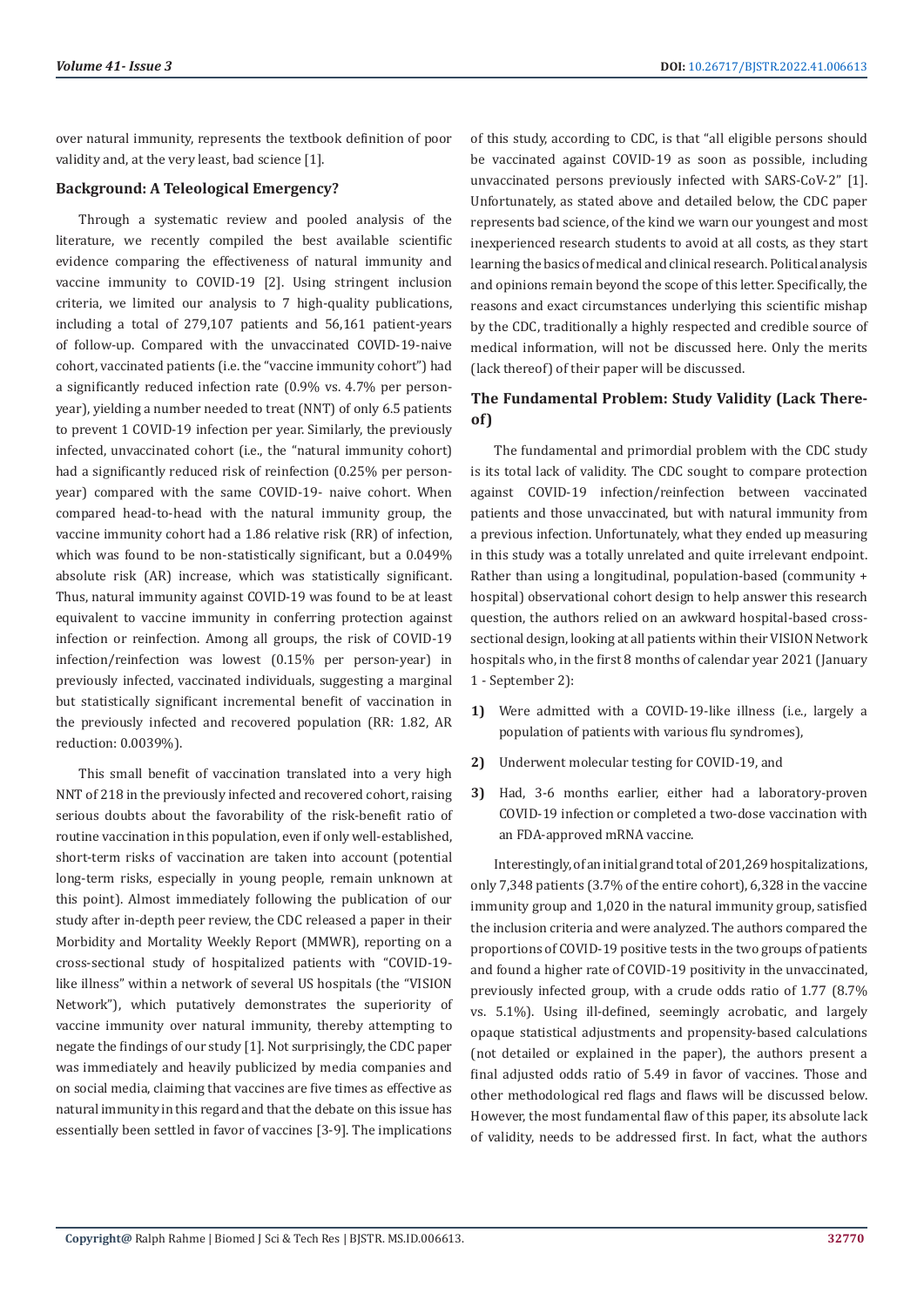over natural immunity, represents the textbook definition of poor validity and, at the very least, bad science [1].

### Background: A Teleological Emergency?

Through a systematic review and pooled analysis of the literature, we recently compiled the best available scientific evidence comparing the effectiveness of natural immunity and vaccine immunity to COVID-19 [2]. Using stringent inclusion criteria, we limited our analysis to 7 high-quality publications, including a total of 279,107 patients and 56,161 patient-years of follow-up. Compared with the unvaccinated COVID-19-naive cohort, vaccinated patients (i.e. the "vaccine immunity cohort") had a significantly reduced infection rate (0.9% vs. 4.7% per person-year), yielding a number needed to treat (NNT) of only 6.5 patients to prevent 1 COVID-19 infection per year. Similarly, the previously infected, unvaccinated cohort (i.e., the "natural immunity cohort) had a significantly reduced risk of reinfection (0.25% per person-year) compared with the same COVID-19- naive cohort. When compared head-to-head with the natural immunity group, the vaccine immunity cohort had a 1.86 relative risk (RR) of infection, which was found to be non-statistically significant, but a 0.049% absolute risk (AR) increase, which was statistically significant. Thus, natural immunity against COVID-19 was found to be at least equivalent to vaccine immunity in conferring protection against infection or reinfection. Among all groups, the risk of COVID-19 infection/reinfection was lowest (0.15% per person-year) in previously infected, vaccinated individuals, suggesting a marginal but statistically significant incremental benefit of vaccination in the previously infected and recovered population (RR: 1.82, AR reduction: 0.0039%).

This small benefit of vaccination translated into a very high NNT of 218 in the previously infected and recovered cohort, raising serious doubts about the favorability of the risk-benefit ratio of routine vaccination in this population, even if only well-established, short-term risks of vaccination are taken into account (potential long-term risks, especially in young people, remain unknown at this point). Almost immediately following the publication of our study after in-depth peer review, the CDC released a paper in their Morbidity and Mortality Weekly Report (MMWR), reporting on a cross-sectional study of hospitalized patients with "COVID-19-like illness" within a network of several US hospitals (the "VISION Network"), which putatively demonstrates the superiority of vaccine immunity over natural immunity, thereby attempting to negate the findings of our study [1]. Not surprisingly, the CDC paper was immediately and heavily publicized by media companies and on social media, claiming that vaccines are five times as effective as natural immunity in this regard and that the debate on this issue has essentially been settled in favor of vaccines [3-9]. The implications of this study, according to CDC, is that "all eligible persons should be vaccinated against COVID-19 as soon as possible, including unvaccinated persons previously infected with SARS-CoV-2" [1]. Unfortunately, as stated above and detailed below, the CDC paper represents bad science, of the kind we warn our youngest and most inexperienced research students to avoid at all costs, as they start learning the basics of medical and clinical research. Political analysis and opinions remain beyond the scope of this letter. Specifically, the reasons and exact circumstances underlying this scientific mishap by the CDC, traditionally a highly respected and credible source of medical information, will not be discussed here. Only the merits (lack thereof) of their paper will be discussed.

### The Fundamental Problem: Study Validity (Lack Thereof)

The fundamental and primordial problem with the CDC study is its total lack of validity. The CDC sought to compare protection against COVID-19 infection/reinfection between vaccinated patients and those unvaccinated, but with natural immunity from a previous infection. Unfortunately, what they ended up measuring in this study was a totally unrelated and quite irrelevant endpoint. Rather than using a longitudinal, population-based (community + hospital) observational cohort design to help answer this research question, the authors relied on an awkward hospital-based cross-sectional design, looking at all patients within their VISION Network hospitals who, in the first 8 months of calendar year 2021 (January 1 - September 2):

1) Were admitted with a COVID-19-like illness (i.e., largely a population of patients with various flu syndromes),
2) Underwent molecular testing for COVID-19, and
3) Had, 3-6 months earlier, either had a laboratory-proven COVID-19 infection or completed a two-dose vaccination with an FDA-approved mRNA vaccine.

Interestingly, of an initial grand total of 201,269 hospitalizations, only 7,348 patients (3.7% of the entire cohort), 6,328 in the vaccine immunity group and 1,020 in the natural immunity group, satisfied the inclusion criteria and were analyzed. The authors compared the proportions of COVID-19 positive tests in the two groups of patients and found a higher rate of COVID-19 positivity in the unvaccinated, previously infected group, with a crude odds ratio of 1.77 (8.7% vs. 5.1%). Using ill-defined, seemingly acrobatic, and largely opaque statistical adjustments and propensity-based calculations (not detailed or explained in the paper), the authors present a final adjusted odds ratio of 5.49 in favor of vaccines. Those and other methodological red flags and flaws will be discussed below. However, the most fundamental flaw of this paper, its absolute lack of validity, needs to be addressed first. In fact, what the authors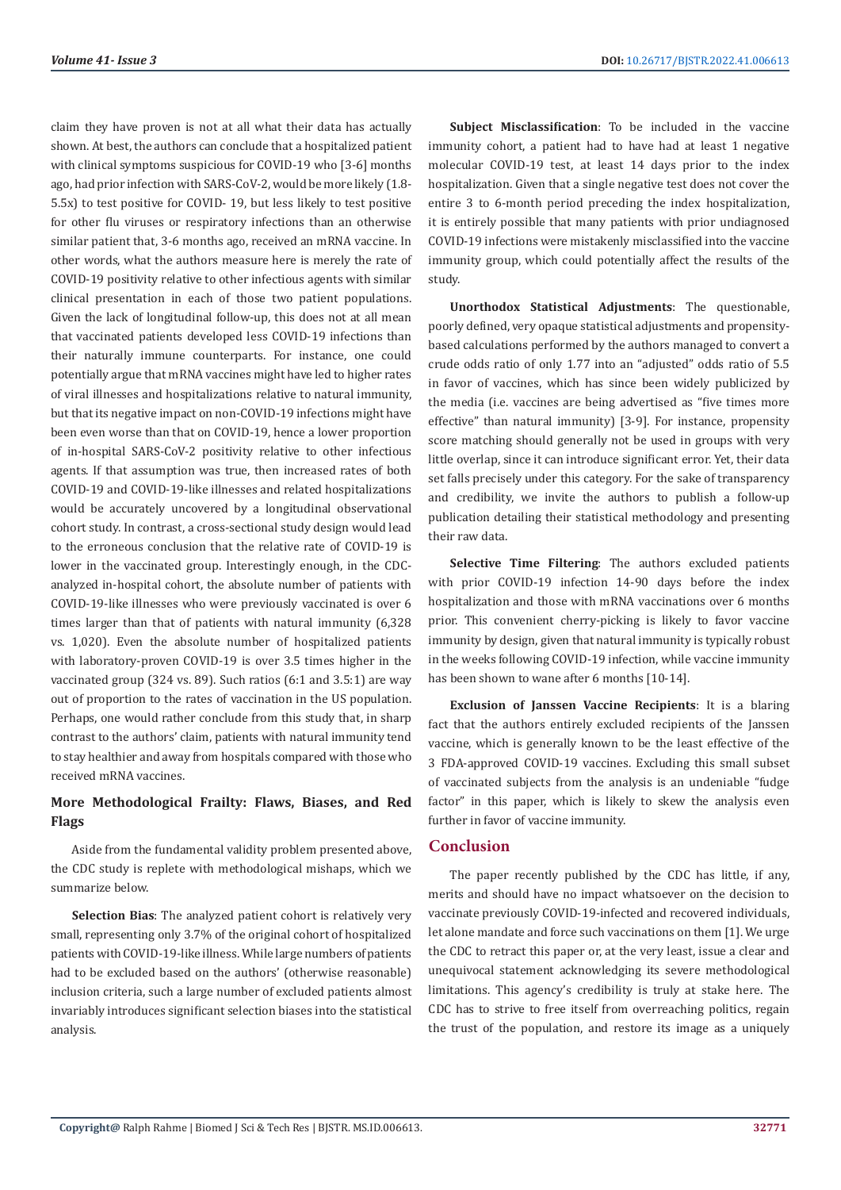claim they have proven is not at all what their data has actually shown. At best, the authors can conclude that a hospitalized patient with clinical symptoms suspicious for COVID-19 who [3-6] months ago, had prior infection with SARS-CoV-2, would be more likely (1.8-5.5x) to test positive for COVID- 19, but less likely to test positive for other flu viruses or respiratory infections than an otherwise similar patient that, 3-6 months ago, received an mRNA vaccine. In other words, what the authors measure here is merely the rate of COVID-19 positivity relative to other infectious agents with similar clinical presentation in each of those two patient populations. Given the lack of longitudinal follow-up, this does not at all mean that vaccinated patients developed less COVID-19 infections than their naturally immune counterparts. For instance, one could potentially argue that mRNA vaccines might have led to higher rates of viral illnesses and hospitalizations relative to natural immunity, but that its negative impact on non-COVID-19 infections might have been even worse than that on COVID-19, hence a lower proportion of in-hospital SARS-CoV-2 positivity relative to other infectious agents. If that assumption was true, then increased rates of both COVID-19 and COVID-19-like illnesses and related hospitalizations would be accurately uncovered by a longitudinal observational cohort study. In contrast, a cross-sectional study design would lead to the erroneous conclusion that the relative rate of COVID-19 is lower in the vaccinated group. Interestingly enough, in the CDC-analyzed in-hospital cohort, the absolute number of patients with COVID-19-like illnesses who were previously vaccinated is over 6 times larger than that of patients with natural immunity (6,328 vs. 1,020). Even the absolute number of hospitalized patients with laboratory-proven COVID-19 is over 3.5 times higher in the vaccinated group (324 vs. 89). Such ratios (6:1 and 3.5:1) are way out of proportion to the rates of vaccination in the US population. Perhaps, one would rather conclude from this study that, in sharp contrast to the authors' claim, patients with natural immunity tend to stay healthier and away from hospitals compared with those who received mRNA vaccines.

## More Methodological Frailty: Flaws, Biases, and Red Flags

Aside from the fundamental validity problem presented above, the CDC study is replete with methodological mishaps, which we summarize below.

**Selection Bias**: The analyzed patient cohort is relatively very small, representing only 3.7% of the original cohort of hospitalized patients with COVID-19-like illness. While large numbers of patients had to be excluded based on the authors' (otherwise reasonable) inclusion criteria, such a large number of excluded patients almost invariably introduces significant selection biases into the statistical analysis.

**Subject Misclassification**: To be included in the vaccine immunity cohort, a patient had to have had at least 1 negative molecular COVID-19 test, at least 14 days prior to the index hospitalization. Given that a single negative test does not cover the entire 3 to 6-month period preceding the index hospitalization, it is entirely possible that many patients with prior undiagnosed COVID-19 infections were mistakenly misclassified into the vaccine immunity group, which could potentially affect the results of the study.

**Unorthodox Statistical Adjustments**: The questionable, poorly defined, very opaque statistical adjustments and propensity-based calculations performed by the authors managed to convert a crude odds ratio of only 1.77 into an "adjusted" odds ratio of 5.5 in favor of vaccines, which has since been widely publicized by the media (i.e. vaccines are being advertised as "five times more effective" than natural immunity) [3-9]. For instance, propensity score matching should generally not be used in groups with very little overlap, since it can introduce significant error. Yet, their data set falls precisely under this category. For the sake of transparency and credibility, we invite the authors to publish a follow-up publication detailing their statistical methodology and presenting their raw data.

**Selective Time Filtering**: The authors excluded patients with prior COVID-19 infection 14-90 days before the index hospitalization and those with mRNA vaccinations over 6 months prior. This convenient cherry-picking is likely to favor vaccine immunity by design, given that natural immunity is typically robust in the weeks following COVID-19 infection, while vaccine immunity has been shown to wane after 6 months [10-14].

**Exclusion of Janssen Vaccine Recipients**: It is a blaring fact that the authors entirely excluded recipients of the Janssen vaccine, which is generally known to be the least effective of the 3 FDA-approved COVID-19 vaccines. Excluding this small subset of vaccinated subjects from the analysis is an undeniable "fudge factor" in this paper, which is likely to skew the analysis even further in favor of vaccine immunity.

## Conclusion

The paper recently published by the CDC has little, if any, merits and should have no impact whatsoever on the decision to vaccinate previously COVID-19-infected and recovered individuals, let alone mandate and force such vaccinations on them [1]. We urge the CDC to retract this paper or, at the very least, issue a clear and unequivocal statement acknowledging its severe methodological limitations. This agency's credibility is truly at stake here. The CDC has to strive to free itself from overreaching politics, regain the trust of the population, and restore its image as a uniquely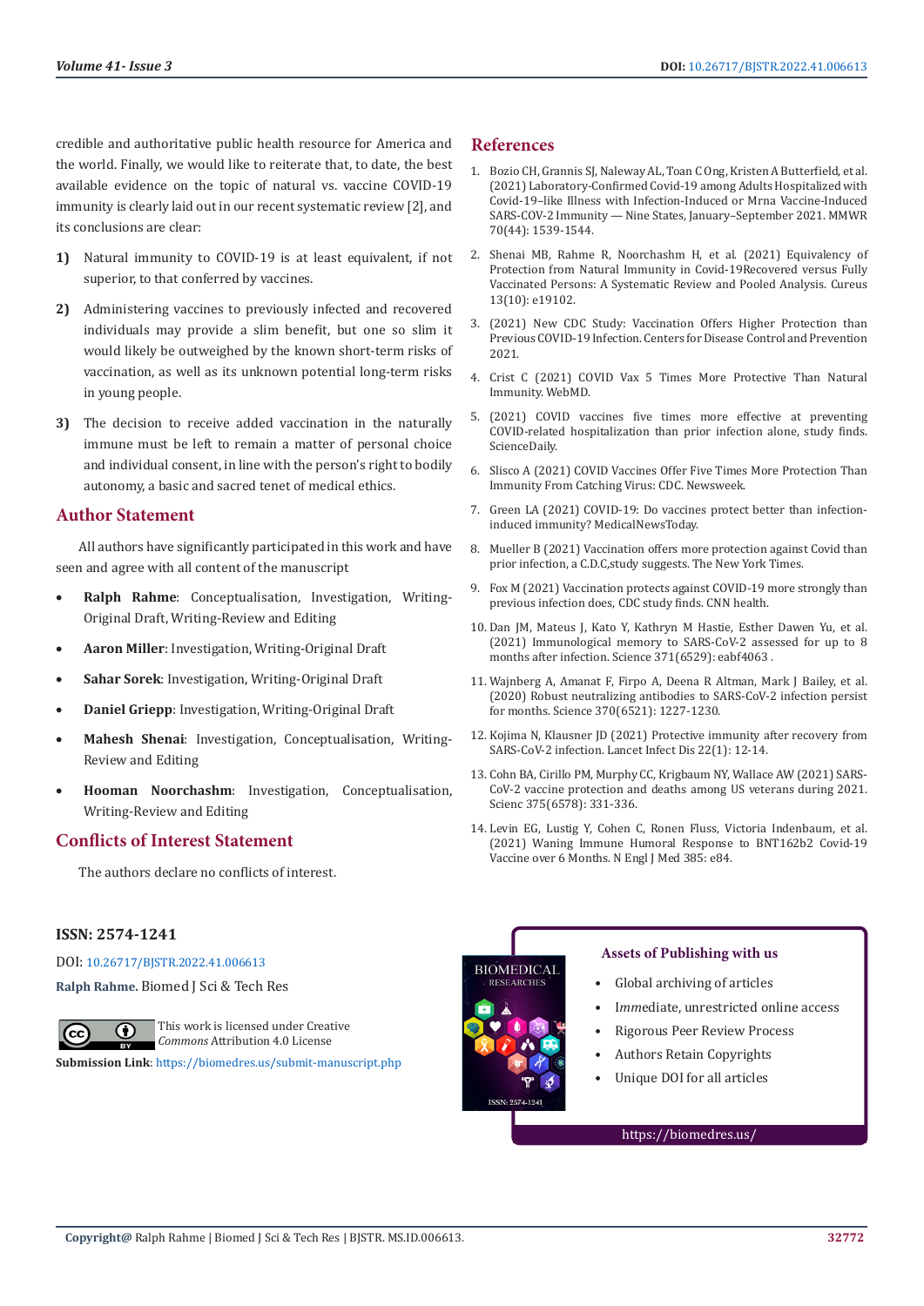credible and authoritative public health resource for America and the world. Finally, we would like to reiterate that, to date, the best available evidence on the topic of natural vs. vaccine COVID-19 immunity is clearly laid out in our recent systematic review [2], and its conclusions are clear:

1) Natural immunity to COVID-19 is at least equivalent, if not superior, to that conferred by vaccines.

2) Administering vaccines to previously infected and recovered individuals may provide a slim benefit, but one so slim it would likely be outweighed by the known short-term risks of vaccination, as well as its unknown potential long-term risks in young people.

3) The decision to receive added vaccination in the naturally immune must be left to remain a matter of personal choice and individual consent, in line with the person's right to bodily autonomy, a basic and sacred tenet of medical ethics.

## Author Statement

All authors have significantly participated in this work and have seen and agree with all content of the manuscript

- **Ralph Rahme**: Conceptualisation, Investigation, Writing-Original Draft, Writing-Review and Editing
- **Aaron Miller**: Investigation, Writing-Original Draft
- **Sahar Sorek**: Investigation, Writing-Original Draft
- **Daniel Griepp**: Investigation, Writing-Original Draft
- **Mahesh Shenai**: Investigation, Conceptualisation, Writing-Review and Editing
- **Hooman Noorchashm**: Investigation, Conceptualisation, Writing-Review and Editing

## Conflicts of Interest Statement

The authors declare no conflicts of interest.

## References

1. Bozio CH, Grannis SJ, Naleway AL, Toan C Ong, Kristen A Butterfield, et al. (2021) Laboratory-Confirmed Covid-19 among Adults Hospitalized with Covid-19–like Illness with Infection-Induced or Mrna Vaccine-Induced SARS-COV-2 Immunity — Nine States, January–September 2021. MMWR 70(44): 1539-1544.
2. Shenai MB, Rahme R, Noorchashm H, et al. (2021) Equivalency of Protection from Natural Immunity in Covid-19Recovered versus Fully Vaccinated Persons: A Systematic Review and Pooled Analysis. Cureus 13(10): e19102.
3. (2021) New CDC Study: Vaccination Offers Higher Protection than Previous COVID-19 Infection. Centers for Disease Control and Prevention 2021.
4. Crist C (2021) COVID Vax 5 Times More Protective Than Natural Immunity. WebMD.
5. (2021) COVID vaccines five times more effective at preventing COVID-related hospitalization than prior infection alone, study finds. ScienceDaily.
6. Slisco A (2021) COVID Vaccines Offer Five Times More Protection Than Immunity From Catching Virus: CDC. Newsweek.
7. Green LA (2021) COVID-19: Do vaccines protect better than infection-induced immunity? MedicalNewsToday.
8. Mueller B (2021) Vaccination offers more protection against Covid than prior infection, a C.D.C,study suggests. The New York Times.
9. Fox M (2021) Vaccination protects against COVID-19 more strongly than previous infection does, CDC study finds. CNN health.
10. Dan JM, Mateus J, Kato Y, Kathryn M Hastie, Esther Dawen Yu, et al. (2021) Immunological memory to SARS-CoV-2 assessed for up to 8 months after infection. Science 371(6529): eabf4063 .
11. Wajnberg A, Amanat F, Firpo A, Deena R Altman, Mark J Bailey, et al. (2020) Robust neutralizing antibodies to SARS-CoV-2 infection persist for months. Science 370(6521): 1227-1230.
12. Kojima N, Klausner JD (2021) Protective immunity after recovery from SARS-CoV-2 infection. Lancet Infect Dis 22(1): 12-14.
13. Cohn BA, Cirillo PM, Murphy CC, Krigbaum NY, Wallace AW (2021) SARS-CoV-2 vaccine protection and deaths among US veterans during 2021. Scienc 375(6578): 331-336.
14. Levin EG, Lustig Y, Cohen C, Ronen Fluss, Victoria Indenbaum, et al. (2021) Waning Immune Humoral Response to BNT162b2 Covid-19 Vaccine over 6 Months. N Engl J Med 385: e84.

**ISSN: 2574-1241**

DOI: 10.26717/BJSTR.2022.41.006613

**Ralph Rahme.** Biomed J Sci & Tech Res

This work is licensed under Creative *Commons* Attribution 4.0 License

**Submission Link**: https://biomedres.us/submit-manuscript.php

**Assets of Publishing with us**

- Global archiving of articles
- Immediate, unrestricted online access
- Rigorous Peer Review Process
- Authors Retain Copyrights
- Unique DOI for all articles

https://biomedres.us/